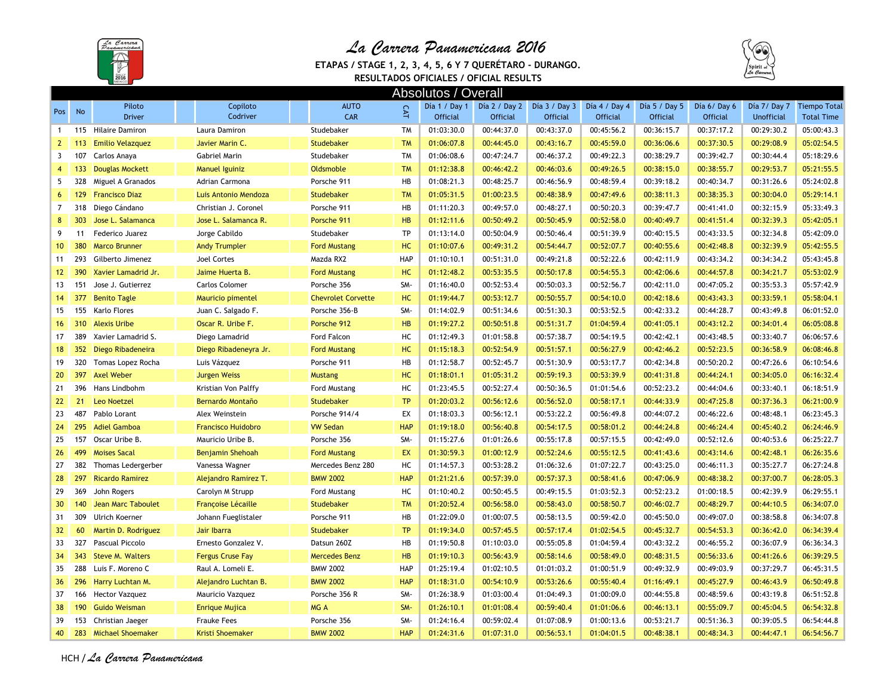# La Carrera Panamericana 2016

**ETAPAS / STAGE 1, 2, 3, 4, 5, 6 Y 7 QUERÉTARO - DURANGO.**

**RESULTADOS OFICIALES / OFICIAL RESULTS**

## Absolutos / Overall

| Pos | No | Piloto Driver | Copiloto Codriver | AUTO CAR | CAT | Día 1 / Day 1 Official | Día 2 / Day 2 Official | Día 3 / Day 3 Official | Día 4 / Day 4 Official | Día 5 / Day 5 Official | Día 6/ Day 6 Official | Día 7/ Day 7 Unofficial | Tiempo Total Total Time |
|---|---|---|---|---|---|---|---|---|---|---|---|---|---|
| 1 | 115 | Hilaire Damiron | Laura Damiron | Studebaker | TM | 01:03:30.0 | 00:44:37.0 | 00:43:37.0 | 00:45:56.2 | 00:36:15.7 | 00:37:17.2 | 00:29:30.2 | 05:00:43.3 |
| 2 | 113 | Emilio Velazquez | Javier Marin C. | Studebaker | TM | 01:06:07.8 | 00:44:45.0 | 00:43:16.7 | 00:45:59.0 | 00:36:06.6 | 00:37:30.5 | 00:29:08.9 | 05:02:54.5 |
| 3 | 107 | Carlos Anaya | Gabriel Marin | Studebaker | TM | 01:06:08.6 | 00:47:24.7 | 00:46:37.2 | 00:49:22.3 | 00:38:29.7 | 00:39:42.7 | 00:30:44.4 | 05:18:29.6 |
| 4 | 133 | Douglas Mockett | Manuel Iguiniz | Oldsmoble | TM | 01:12:38.8 | 00:46:42.2 | 00:46:03.6 | 00:49:26.5 | 00:38:15.0 | 00:38:55.7 | 00:29:53.7 | 05:21:55.5 |
| 5 | 328 | Miguel A Granados | Adrian Carmona | Porsche 911 | HB | 01:08:21.3 | 00:48:25.7 | 00:46:56.9 | 00:48:59.4 | 00:39:18.2 | 00:40:34.7 | 00:31:26.6 | 05:24:02.8 |
| 6 | 129 | Francisco Diaz | Luis Antonio Mendoza | Studebaker | TM | 01:05:31.5 | 01:00:23.5 | 00:48:38.9 | 00:47:49.6 | 00:38:11.3 | 00:38:35.3 | 00:30:04.0 | 05:29:14.1 |
| 7 | 318 | Diego Cándano | Christian J. Coronel | Porsche 911 | HB | 01:11:20.3 | 00:49:57.0 | 00:48:27.1 | 00:50:20.3 | 00:39:47.7 | 00:41:41.0 | 00:32:15.9 | 05:33:49.3 |
| 8 | 303 | Jose L. Salamanca | Jose L. Salamanca R. | Porsche 911 | HB | 01:12:11.6 | 00:50:49.2 | 00:50:45.9 | 00:52:58.0 | 00:40:49.7 | 00:41:51.4 | 00:32:39.3 | 05:42:05.1 |
| 9 | 11 | Federico Juarez | Jorge Cabildo | Studebaker | TP | 01:13:14.0 | 00:50:04.9 | 00:50:46.4 | 00:51:39.9 | 00:40:15.5 | 00:43:33.5 | 00:32:34.8 | 05:42:09.0 |
| 10 | 380 | Marco Brunner | Andy Trumpler | Ford Mustang | HC | 01:10:07.6 | 00:49:31.2 | 00:54:44.7 | 00:52:07.7 | 00:40:55.6 | 00:42:48.8 | 00:32:39.9 | 05:42:55.5 |
| 11 | 293 | Gilberto Jimenez | Joel Cortes | Mazda RX2 | HAP | 01:10:10.1 | 00:51:31.0 | 00:49:21.8 | 00:52:22.6 | 00:42:11.9 | 00:43:34.2 | 00:34:34.2 | 05:43:45.8 |
| 12 | 390 | Xavier Lamadrid Jr. | Jaime Huerta B. | Ford Mustang | HC | 01:12:48.2 | 00:53:35.5 | 00:50:17.8 | 00:54:55.3 | 00:42:06.6 | 00:44:57.8 | 00:34:21.7 | 05:53:02.9 |
| 13 | 151 | Jose J. Gutierrez | Carlos Colomer | Porsche 356 | SM- | 01:16:40.0 | 00:52:53.4 | 00:50:03.3 | 00:52:56.7 | 00:42:11.0 | 00:47:05.2 | 00:35:53.3 | 05:57:42.9 |
| 14 | 377 | Benito Tagle | Mauricio pimentel | Chevrolet Corvette | HC | 01:19:44.7 | 00:53:12.7 | 00:50:55.7 | 00:54:10.0 | 00:42:18.6 | 00:43:43.3 | 00:33:59.1 | 05:58:04.1 |
| 15 | 155 | Karlo Flores | Juan C. Salgado F. | Porsche 356-B | SM- | 01:14:02.9 | 00:51:34.6 | 00:51:30.3 | 00:53:52.5 | 00:42:33.2 | 00:44:28.7 | 00:43:49.8 | 06:01:52.0 |
| 16 | 310 | Alexis Uribe | Oscar R. Uribe F. | Porsche 912 | HB | 01:19:27.2 | 00:50:51.8 | 00:51:31.7 | 01:04:59.4 | 00:41:05.1 | 00:43:12.2 | 00:34:01.4 | 06:05:08.8 |
| 17 | 389 | Xavier Lamadrid S. | Diego Lamadrid | Ford Falcon | HC | 01:12:49.3 | 01:01:58.8 | 00:57:38.7 | 00:54:19.5 | 00:42:42.1 | 00:43:48.5 | 00:33:40.7 | 06:06:57.6 |
| 18 | 352 | Diego Ribadeneira | Diego Ribadeneyra Jr. | Ford Mustang | HC | 01:15:18.3 | 00:52:54.9 | 00:51:57.1 | 00:56:27.9 | 00:42:46.2 | 00:52:23.5 | 00:36:58.9 | 06:08:46.8 |
| 19 | 320 | Tomas Lopez Rocha | Luis Vázquez | Porsche 911 | HB | 01:12:58.7 | 00:52:45.7 | 00:51:30.9 | 00:53:17.7 | 00:42:34.8 | 00:50:20.2 | 00:47:26.6 | 06:10:54.6 |
| 20 | 397 | Axel Weber | Jurgen Weiss | Mustang | HC | 01:18:01.1 | 01:05:31.2 | 00:59:19.3 | 00:53:39.9 | 00:41:31.8 | 00:44:24.1 | 00:34:05.0 | 06:16:32.4 |
| 21 | 396 | Hans Lindbohm | Kristian Von Palffy | Ford Mustang | HC | 01:23:45.5 | 00:52:27.4 | 00:50:36.5 | 01:01:54.6 | 00:52:23.2 | 00:44:04.6 | 00:33:40.1 | 06:18:51.9 |
| 22 | 21 | Leo Noetzel | Bernardo Montaño | Studebaker | TP | 01:20:03.2 | 00:56:12.6 | 00:56:52.0 | 00:58:17.1 | 00:44:33.9 | 00:47:25.8 | 00:37:36.3 | 06:21:00.9 |
| 23 | 487 | Pablo Lorant | Alex Weinstein | Porsche 914/4 | EX | 01:18:03.3 | 00:56:12.1 | 00:53:22.2 | 00:56:49.8 | 00:44:07.2 | 00:46:22.6 | 00:48:48.1 | 06:23:45.3 |
| 24 | 295 | Adiel Gamboa | Francisco Huidobro | VW Sedan | HAP | 01:19:18.0 | 00:56:40.8 | 00:54:17.5 | 00:58:01.2 | 00:44:24.8 | 00:46:24.4 | 00:45:40.2 | 06:24:46.9 |
| 25 | 157 | Oscar Uribe B. | Mauricio Uribe B. | Porsche 356 | SM- | 01:15:27.6 | 01:01:26.6 | 00:55:17.8 | 00:57:15.5 | 00:42:49.0 | 00:52:12.6 | 00:40:53.6 | 06:25:22.7 |
| 26 | 499 | Moises Sacal | Benjamin Shehoah | Ford Mustang | EX | 01:30:59.3 | 01:00:12.9 | 00:52:24.6 | 00:55:12.5 | 00:41:43.6 | 00:43:14.6 | 00:42:48.1 | 06:26:35.6 |
| 27 | 382 | Thomas Ledergerber | Vanessa Wagner | Mercedes Benz 280 | HC | 01:14:57.3 | 00:53:28.2 | 01:06:32.6 | 01:07:22.7 | 00:43:25.0 | 00:46:11.3 | 00:35:27.7 | 06:27:24.8 |
| 28 | 297 | Ricardo Ramirez | Alejandro Ramirez T. | BMW 2002 | HAP | 01:21:21.6 | 00:57:39.0 | 00:57:37.3 | 00:58:41.6 | 00:47:06.9 | 00:48:38.2 | 00:37:00.7 | 06:28:05.3 |
| 29 | 369 | John Rogers | Carolyn M Strupp | Ford Mustang | HC | 01:10:40.2 | 00:50:45.5 | 00:49:15.5 | 01:03:52.3 | 00:52:23.2 | 01:00:18.5 | 00:42:39.9 | 06:29:55.1 |
| 30 | 140 | Jean Marc Taboulet | Françoise Lécaille | Studebaker | TM | 01:20:52.4 | 00:56:58.0 | 00:58:43.0 | 00:58:50.7 | 00:46:02.7 | 00:48:29.7 | 00:44:10.5 | 06:34:07.0 |
| 31 | 309 | Ulrich Koerner | Johann Fueglistaler | Porsche 911 | HB | 01:22:09.0 | 01:00:07.5 | 00:58:13.5 | 00:59:42.0 | 00:45:50.0 | 00:49:07.0 | 00:38:58.8 | 06:34:07.8 |
| 32 | 60 | Martin D. Rodriguez | Jair Ibarra | Studebaker | TP | 01:19:34.0 | 00:57:45.5 | 00:57:17.4 | 01:02:54.5 | 00:45:32.7 | 00:54:53.3 | 00:36:42.0 | 06:34:39.4 |
| 33 | 327 | Pascual Piccolo | Ernesto Gonzalez V. | Datsun 260Z | HB | 01:19:50.8 | 01:10:03.0 | 00:55:05.8 | 01:04:59.4 | 00:43:32.2 | 00:46:55.2 | 00:36:07.9 | 06:36:34.3 |
| 34 | 343 | Steve M. Walters | Fergus Cruse Fay | Mercedes Benz | HB | 01:19:10.3 | 00:56:43.9 | 00:58:14.6 | 00:58:49.0 | 00:48:31.5 | 00:56:33.6 | 00:41:26.6 | 06:39:29.5 |
| 35 | 288 | Luis F. Moreno C | Raul A. Lomeli E. | BMW 2002 | HAP | 01:25:19.4 | 01:02:10.5 | 01:01:03.2 | 01:00:51.9 | 00:49:32.9 | 00:49:03.9 | 00:37:29.7 | 06:45:31.5 |
| 36 | 296 | Harry Luchtan M. | Alejandro Luchtan B. | BMW 2002 | HAP | 01:18:31.0 | 00:54:10.9 | 00:53:26.6 | 00:55:40.4 | 01:16:49.1 | 00:45:27.9 | 00:46:43.9 | 06:50:49.8 |
| 37 | 166 | Hector Vazquez | Mauricio Vazquez | Porsche 356 R | SM- | 01:26:38.9 | 01:03:00.4 | 01:04:49.3 | 01:00:09.0 | 00:44:55.8 | 00:48:59.6 | 00:43:19.8 | 06:51:52.8 |
| 38 | 190 | Guido Weisman | Enrique Mujica | MG A | SM- | 01:26:10.1 | 01:01:08.4 | 00:59:40.4 | 01:01:06.6 | 00:46:13.1 | 00:55:09.7 | 00:45:04.5 | 06:54:32.8 |
| 39 | 153 | Christian Jaeger | Frauke Fees | Porsche 356 | SM- | 01:24:16.4 | 00:59:02.4 | 01:07:08.9 | 01:00:13.6 | 00:53:21.7 | 00:51:36.3 | 00:39:05.5 | 06:54:44.8 |
| 40 | 283 | Michael Shoemaker | Kristi Shoemaker | BMW 2002 | HAP | 01:24:31.6 | 01:07:31.0 | 00:56:53.1 | 01:04:01.5 | 00:48:38.1 | 00:48:34.3 | 00:44:47.1 | 06:54:56.7 |

HCH / *La Carrera Panamericana*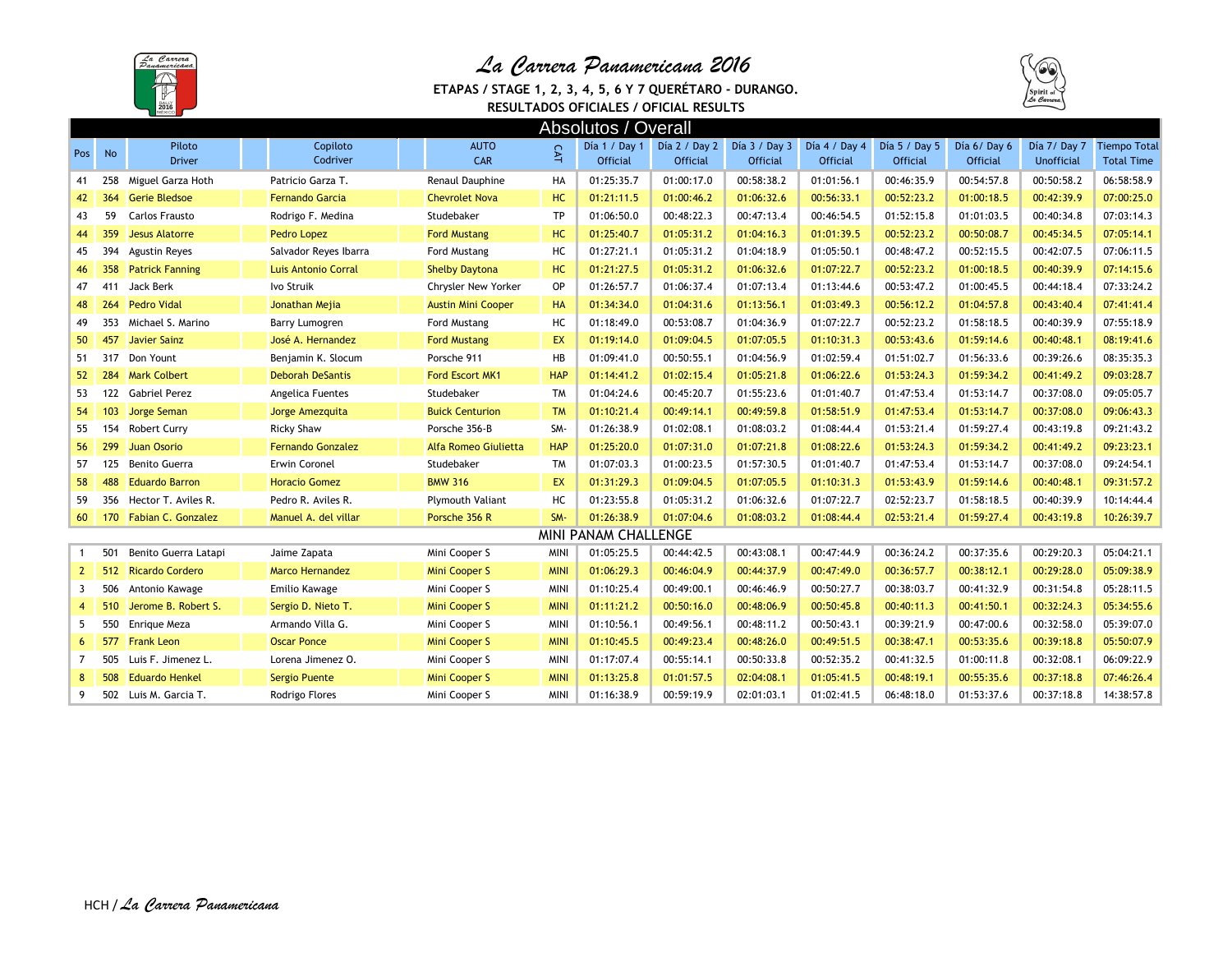# La Carrera Panamericana 2016

**ETAPAS / STAGE 1, 2, 3, 4, 5, 6 Y 7 QUERÉTARO - DURANGO.**

**RESULTADOS OFICIALES / OFICIAL RESULTS**

## Absolutos / Overall

| Pos | No | Piloto Driver | Copiloto Codriver | AUTO CAR | CAT | Día 1 / Day 1 Official | Día 2 / Day 2 Official | Día 3 / Day 3 Official | Día 4 / Day 4 Official | Día 5 / Day 5 Official | Día 6/ Day 6 Official | Día 7/ Day 7 Unofficial | Tiempo Total Total Time |
|---|---|---|---|---|---|---|---|---|---|---|---|---|---|
| 41 | 258 | Miguel Garza Hoth | Patricio Garza T. | Renaul Dauphine | HA | 01:25:35.7 | 01:00:17.0 | 00:58:38.2 | 01:01:56.1 | 00:46:35.9 | 00:54:57.8 | 00:50:58.2 | 06:58:58.9 |
| 42 | 364 | Gerie Bledsoe | Fernando Garcia | Chevrolet Nova | HC | 01:21:11.5 | 01:00:46.2 | 01:06:32.6 | 00:56:33.1 | 00:52:23.2 | 01:00:18.5 | 00:42:39.9 | 07:00:25.0 |
| 43 | 59 | Carlos Frausto | Rodrigo F. Medina | Studebaker | TP | 01:06:50.0 | 00:48:22.3 | 00:47:13.4 | 00:46:54.5 | 01:52:15.8 | 01:01:03.5 | 00:40:34.8 | 07:03:14.3 |
| 44 | 359 | Jesus Alatorre | Pedro Lopez | Ford Mustang | HC | 01:25:40.7 | 01:05:31.2 | 01:04:16.3 | 01:01:39.5 | 00:52:23.2 | 00:50:08.7 | 00:45:34.5 | 07:05:14.1 |
| 45 | 394 | Agustin Reyes | Salvador Reyes Ibarra | Ford Mustang | HC | 01:27:21.1 | 01:05:31.2 | 01:04:18.9 | 01:05:50.1 | 00:48:47.2 | 00:52:15.5 | 00:42:07.5 | 07:06:11.5 |
| 46 | 358 | Patrick Fanning | Luis Antonio Corral | Shelby Daytona | HC | 01:21:27.5 | 01:05:31.2 | 01:06:32.6 | 01:07:22.7 | 00:52:23.2 | 01:00:18.5 | 00:40:39.9 | 07:14:15.6 |
| 47 | 411 | Jack Berk | Ivo Struik | Chrysler New Yorker | OP | 01:26:57.7 | 01:06:37.4 | 01:07:13.4 | 01:13:44.6 | 00:53:47.2 | 01:00:45.5 | 00:44:18.4 | 07:33:24.2 |
| 48 | 264 | Pedro Vidal | Jonathan Mejia | Austin Mini Cooper | HA | 01:34:34.0 | 01:04:31.6 | 01:13:56.1 | 01:03:49.3 | 00:56:12.2 | 01:04:57.8 | 00:43:40.4 | 07:41:41.4 |
| 49 | 353 | Michael S. Marino | Barry Lumogren | Ford Mustang | HC | 01:18:49.0 | 00:53:08.7 | 01:04:36.9 | 01:07:22.7 | 00:52:23.2 | 01:58:18.5 | 00:40:39.9 | 07:55:18.9 |
| 50 | 457 | Javier Sainz | José A. Hernandez | Ford Mustang | EX | 01:19:14.0 | 01:09:04.5 | 01:07:05.5 | 01:10:31.3 | 00:53:43.6 | 01:59:14.6 | 00:40:48.1 | 08:19:41.6 |
| 51 | 317 | Don Yount | Benjamin K. Slocum | Porsche 911 | HB | 01:09:41.0 | 00:50:55.1 | 01:04:56.9 | 01:02:59.4 | 01:51:02.7 | 01:56:33.6 | 00:39:26.6 | 08:35:35.3 |
| 52 | 284 | Mark Colbert | Deborah DeSantis | Ford Escort MK1 | HAP | 01:14:41.2 | 01:02:15.4 | 01:05:21.8 | 01:06:22.6 | 01:53:24.3 | 01:59:34.2 | 00:41:49.2 | 09:03:28.7 |
| 53 | 122 | Gabriel Perez | Angelica Fuentes | Studebaker | TM | 01:04:24.6 | 00:45:20.7 | 01:55:23.6 | 01:01:40.7 | 01:47:53.4 | 01:53:14.7 | 00:37:08.0 | 09:05:05.7 |
| 54 | 103 | Jorge Seman | Jorge Amezquita | Buick Centurion | TM | 01:10:21.4 | 00:49:14.1 | 00:49:59.8 | 01:58:51.9 | 01:47:53.4 | 01:53:14.7 | 00:37:08.0 | 09:06:43.3 |
| 55 | 154 | Robert Curry | Ricky Shaw | Porsche 356-B | SM- | 01:26:38.9 | 01:02:08.1 | 01:08:03.2 | 01:08:44.4 | 01:53:21.4 | 01:59:27.4 | 00:43:19.8 | 09:21:43.2 |
| 56 | 299 | Juan Osorio | Fernando Gonzalez | Alfa Romeo Giulietta | HAP | 01:25:20.0 | 01:07:31.0 | 01:07:21.8 | 01:08:22.6 | 01:53:24.3 | 01:59:34.2 | 00:41:49.2 | 09:23:23.1 |
| 57 | 125 | Benito Guerra | Erwin Coronel | Studebaker | TM | 01:07:03.3 | 01:00:23.5 | 01:57:30.5 | 01:01:40.7 | 01:47:53.4 | 01:53:14.7 | 00:37:08.0 | 09:24:54.1 |
| 58 | 488 | Eduardo Barron | Horacio Gomez | BMW 316 | EX | 01:31:29.3 | 01:09:04.5 | 01:07:05.5 | 01:10:31.3 | 01:53:43.9 | 01:59:14.6 | 00:40:48.1 | 09:31:57.2 |
| 59 | 356 | Hector T. Aviles R. | Pedro R. Aviles R. | Plymouth Valiant | HC | 01:23:55.8 | 01:05:31.2 | 01:06:32.6 | 01:07:22.7 | 02:52:23.7 | 01:58:18.5 | 00:40:39.9 | 10:14:44.4 |
| 60 | 170 | Fabian C. Gonzalez | Manuel A. del villar | Porsche 356 R | SM- | 01:26:38.9 | 01:07:04.6 | 01:08:03.2 | 01:08:44.4 | 02:53:21.4 | 01:59:27.4 | 00:43:19.8 | 10:26:39.7 |

## MINI PANAM CHALLENGE

| Pos | No | Piloto Driver | Copiloto Codriver | AUTO CAR | CAT | Día 1 / Day 1 Official | Día 2 / Day 2 Official | Día 3 / Day 3 Official | Día 4 / Day 4 Official | Día 5 / Day 5 Official | Día 6/ Day 6 Official | Día 7/ Day 7 Unofficial | Tiempo Total Total Time |
|---|---|---|---|---|---|---|---|---|---|---|---|---|---|
| 1 | 501 | Benito Guerra Latapi | Jaime Zapata | Mini Cooper S | MINI | 01:05:25.5 | 00:44:42.5 | 00:43:08.1 | 00:47:44.9 | 00:36:24.2 | 00:37:35.6 | 00:29:20.3 | 05:04:21.1 |
| 2 | 512 | Ricardo Cordero | Marco Hernandez | Mini Cooper S | MINI | 01:06:29.3 | 00:46:04.9 | 00:44:37.9 | 00:47:49.0 | 00:36:57.7 | 00:38:12.1 | 00:29:28.0 | 05:09:38.9 |
| 3 | 506 | Antonio Kawage | Emilio Kawage | Mini Cooper S | MINI | 01:10:25.4 | 00:49:00.1 | 00:46:46.9 | 00:50:27.7 | 00:38:03.7 | 00:41:32.9 | 00:31:54.8 | 05:28:11.5 |
| 4 | 510 | Jerome B. Robert S. | Sergio D. Nieto T. | Mini Cooper S | MINI | 01:11:21.2 | 00:50:16.0 | 00:48:06.9 | 00:50:45.8 | 00:40:11.3 | 00:41:50.1 | 00:32:24.3 | 05:34:55.6 |
| 5 | 550 | Enrique Meza | Armando Villa G. | Mini Cooper S | MINI | 01:10:56.1 | 00:49:56.1 | 00:48:11.2 | 00:50:43.1 | 00:39:21.9 | 00:47:00.6 | 00:32:58.0 | 05:39:07.0 |
| 6 | 577 | Frank Leon | Oscar Ponce | Mini Cooper S | MINI | 01:10:45.5 | 00:49:23.4 | 00:48:26.0 | 00:49:51.5 | 00:38:47.1 | 00:53:35.6 | 00:39:18.8 | 05:50:07.9 |
| 7 | 505 | Luis F. Jimenez L. | Lorena Jimenez O. | Mini Cooper S | MINI | 01:17:07.4 | 00:55:14.1 | 00:50:33.8 | 00:52:35.2 | 00:41:32.5 | 01:00:11.8 | 00:32:08.1 | 06:09:22.9 |
| 8 | 508 | Eduardo Henkel | Sergio Puente | Mini Cooper S | MINI | 01:13:25.8 | 01:01:57.5 | 02:04:08.1 | 01:05:41.5 | 00:48:19.1 | 00:55:35.6 | 00:37:18.8 | 07:46:26.4 |
| 9 | 502 | Luis M. Garcia T. | Rodrigo Flores | Mini Cooper S | MINI | 01:16:38.9 | 00:59:19.9 | 02:01:03.1 | 01:02:41.5 | 06:48:18.0 | 01:53:37.6 | 00:37:18.8 | 14:38:57.8 |

HCH / *La Carrera Panamericana*